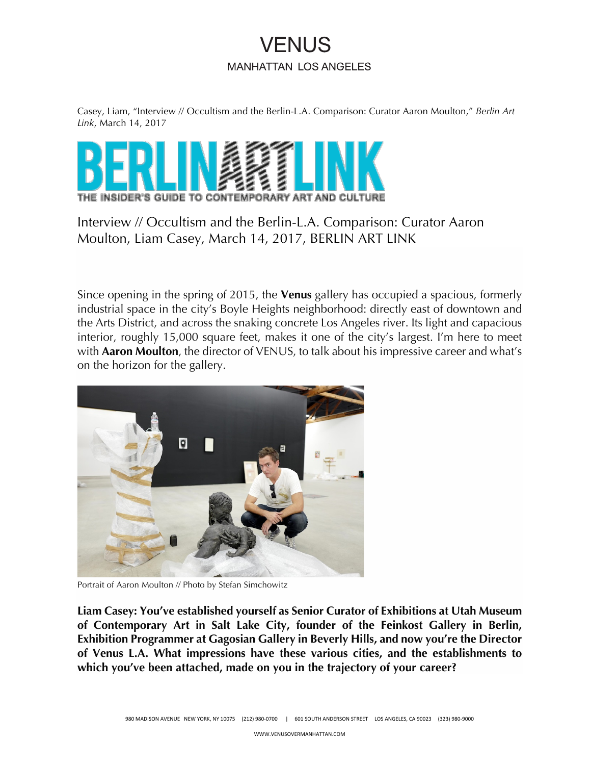# VENUS

MANHATTAN LOS ANGELES

Casey, Liam, "Interview // Occultism and the Berlin-L.A. Comparison: Curator Aaron Moulton," *Berlin Art Link*, March 14, 2017

BERLINARTLINK

THE INSIDER'S GUIDE TO CONTEMPORARY ART AND CULTURE

## Interview // Occultism and the Berlin-L.A. Comparison: Curator Aaron Moulton, Liam Casey, March 14, 2017, BERLIN ART LINK

Since opening in the spring of 2015, the **Venus** gallery has occupied a spacious, formerly industrial space in the city's Boyle Heights neighborhood: directly east of downtown and the Arts District, and across the snaking concrete Los Angeles river. Its light and capacious interior, roughly 15,000 square feet, makes it one of the city's largest. I'm here to meet with **Aaron Moulton**, the director of VENUS, to talk about his impressive career and what's on the horizon for the gallery.

Portrait of Aaron Moulton // Photo by Stefan Simchowitz

**Liam Casey: You've established yourself as Senior Curator of Exhibitions at Utah Museum of Contemporary Art in Salt Lake City, founder of the Feinkost Gallery in Berlin, Exhibition Programmer at Gagosian Gallery in Beverly Hills, and now you're the Director of Venus L.A. What impressions have these various cities, and the establishments to which you've been attached, made on you in the trajectory of your career?**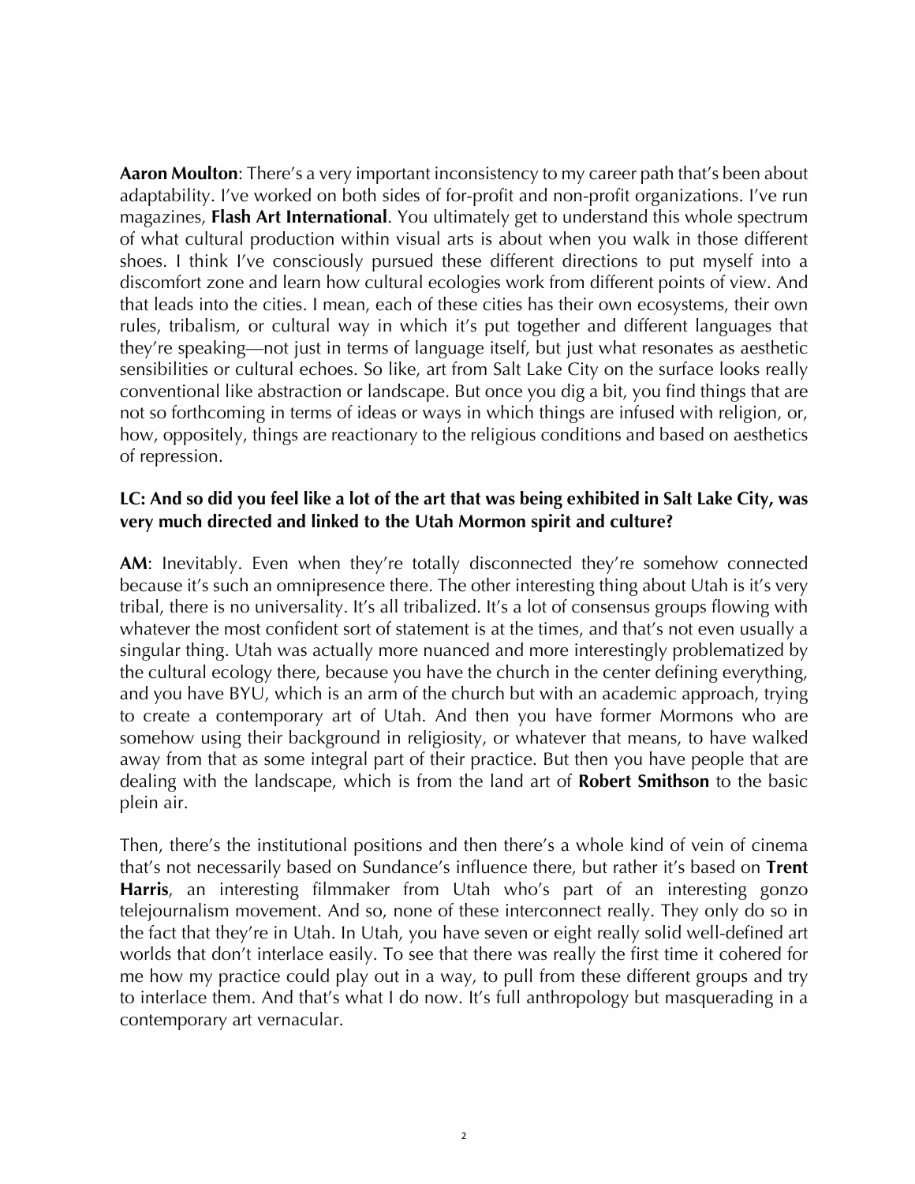**Aaron Moulton**: There's a very important inconsistency to my career path that's been about adaptability. I've worked on both sides of for-profit and non-profit organizations. I've run magazines, **Flash Art International**. You ultimately get to understand this whole spectrum of what cultural production within visual arts is about when you walk in those different shoes. I think I've consciously pursued these different directions to put myself into a discomfort zone and learn how cultural ecologies work from different points of view. And that leads into the cities. I mean, each of these cities has their own ecosystems, their own rules, tribalism, or cultural way in which it's put together and different languages that they're speaking—not just in terms of language itself, but just what resonates as aesthetic sensibilities or cultural echoes. So like, art from Salt Lake City on the surface looks really conventional like abstraction or landscape. But once you dig a bit, you find things that are not so forthcoming in terms of ideas or ways in which things are infused with religion, or, how, oppositely, things are reactionary to the religious conditions and based on aesthetics of repression.

**LC: And so did you feel like a lot of the art that was being exhibited in Salt Lake City, was very much directed and linked to the Utah Mormon spirit and culture?**

**AM**: Inevitably. Even when they're totally disconnected they're somehow connected because it's such an omnipresence there. The other interesting thing about Utah is it's very tribal, there is no universality. It's all tribalized. It's a lot of consensus groups flowing with whatever the most confident sort of statement is at the times, and that's not even usually a singular thing. Utah was actually more nuanced and more interestingly problematized by the cultural ecology there, because you have the church in the center defining everything, and you have BYU, which is an arm of the church but with an academic approach, trying to create a contemporary art of Utah. And then you have former Mormons who are somehow using their background in religiosity, or whatever that means, to have walked away from that as some integral part of their practice. But then you have people that are dealing with the landscape, which is from the land art of **Robert Smithson** to the basic plein air.

Then, there's the institutional positions and then there's a whole kind of vein of cinema that's not necessarily based on Sundance's influence there, but rather it's based on **Trent Harris**, an interesting filmmaker from Utah who's part of an interesting gonzo telejournalism movement. And so, none of these interconnect really. They only do so in the fact that they're in Utah. In Utah, you have seven or eight really solid well-defined art worlds that don't interlace easily. To see that there was really the first time it cohered for me how my practice could play out in a way, to pull from these different groups and try to interlace them. And that's what I do now. It's full anthropology but masquerading in a contemporary art vernacular.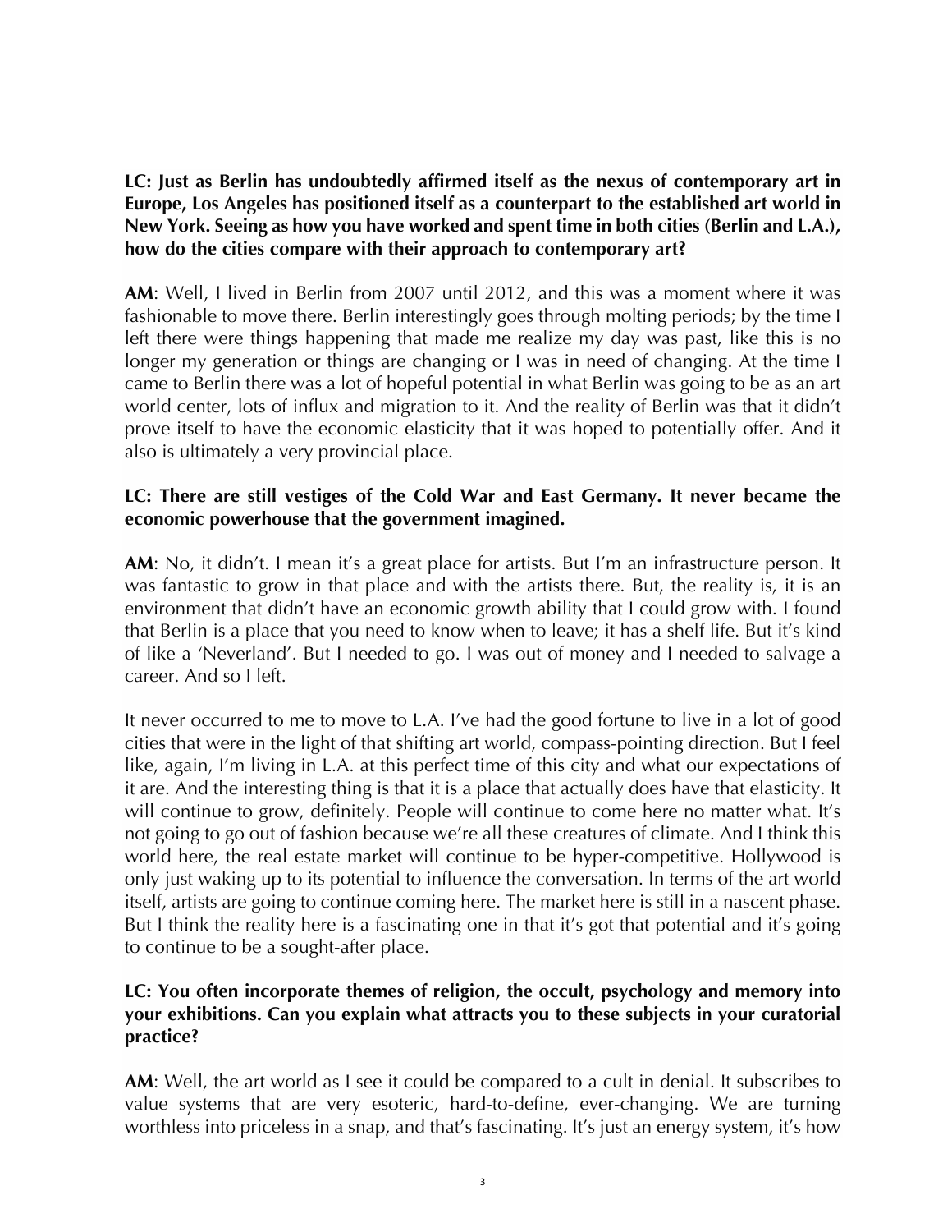**LC: Just as Berlin has undoubtedly affirmed itself as the nexus of contemporary art in Europe, Los Angeles has positioned itself as a counterpart to the established art world in New York. Seeing as how you have worked and spent time in both cities (Berlin and L.A.), how do the cities compare with their approach to contemporary art?**

**AM**: Well, I lived in Berlin from 2007 until 2012, and this was a moment where it was fashionable to move there. Berlin interestingly goes through molting periods; by the time I left there were things happening that made me realize my day was past, like this is no longer my generation or things are changing or I was in need of changing. At the time I came to Berlin there was a lot of hopeful potential in what Berlin was going to be as an art world center, lots of influx and migration to it. And the reality of Berlin was that it didn't prove itself to have the economic elasticity that it was hoped to potentially offer. And it also is ultimately a very provincial place.

**LC: There are still vestiges of the Cold War and East Germany. It never became the economic powerhouse that the government imagined.**

**AM**: No, it didn't. I mean it's a great place for artists. But I'm an infrastructure person. It was fantastic to grow in that place and with the artists there. But, the reality is, it is an environment that didn't have an economic growth ability that I could grow with. I found that Berlin is a place that you need to know when to leave; it has a shelf life. But it's kind of like a 'Neverland'. But I needed to go. I was out of money and I needed to salvage a career. And so I left.

It never occurred to me to move to L.A. I've had the good fortune to live in a lot of good cities that were in the light of that shifting art world, compass-pointing direction. But I feel like, again, I'm living in L.A. at this perfect time of this city and what our expectations of it are. And the interesting thing is that it is a place that actually does have that elasticity. It will continue to grow, definitely. People will continue to come here no matter what. It's not going to go out of fashion because we're all these creatures of climate. And I think this world here, the real estate market will continue to be hyper-competitive. Hollywood is only just waking up to its potential to influence the conversation. In terms of the art world itself, artists are going to continue coming here. The market here is still in a nascent phase. But I think the reality here is a fascinating one in that it's got that potential and it's going to continue to be a sought-after place.

**LC: You often incorporate themes of religion, the occult, psychology and memory into your exhibitions. Can you explain what attracts you to these subjects in your curatorial practice?**

**AM**: Well, the art world as I see it could be compared to a cult in denial. It subscribes to value systems that are very esoteric, hard-to-define, ever-changing. We are turning worthless into priceless in a snap, and that's fascinating. It's just an energy system, it's how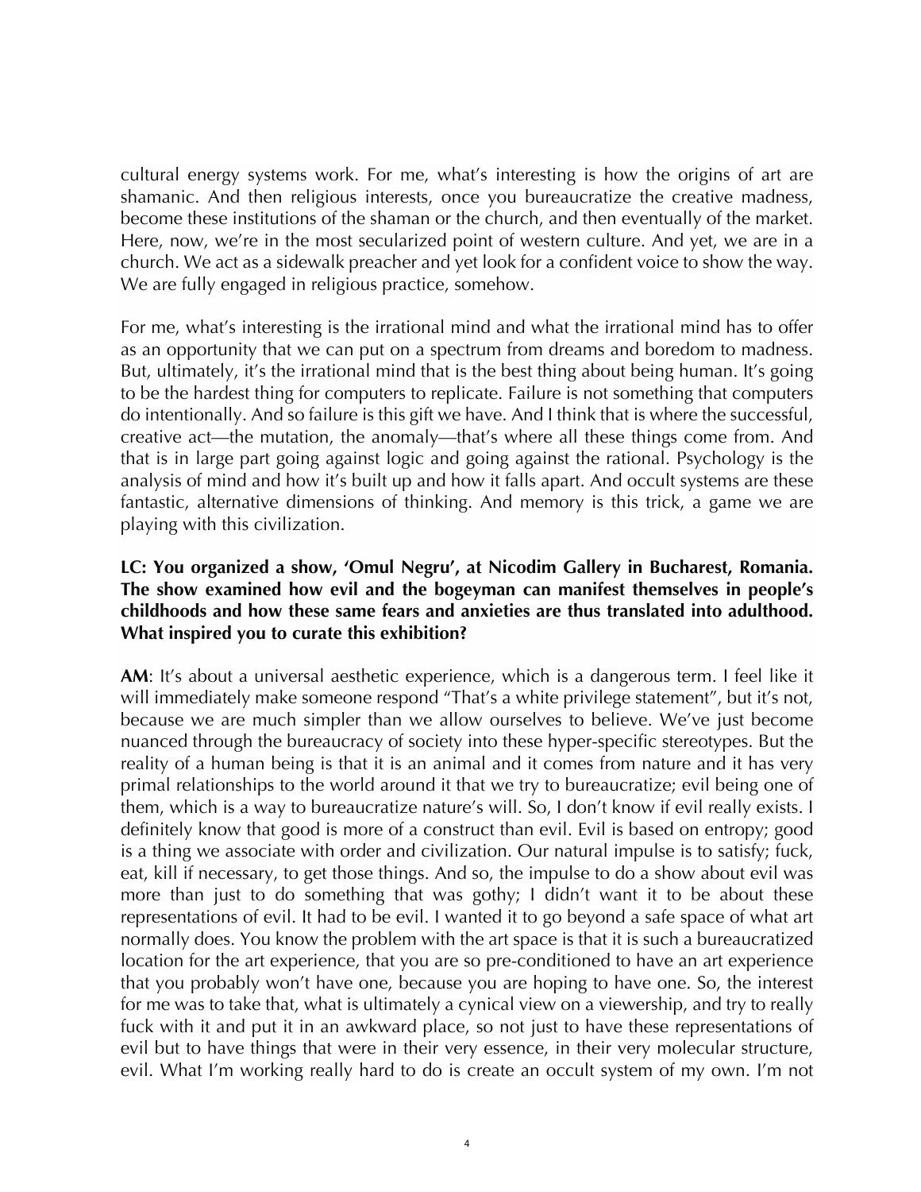cultural energy systems work. For me, what's interesting is how the origins of art are shamanic. And then religious interests, once you bureaucratize the creative madness, become these institutions of the shaman or the church, and then eventually of the market. Here, now, we're in the most secularized point of western culture. And yet, we are in a church. We act as a sidewalk preacher and yet look for a confident voice to show the way. We are fully engaged in religious practice, somehow.

For me, what's interesting is the irrational mind and what the irrational mind has to offer as an opportunity that we can put on a spectrum from dreams and boredom to madness. But, ultimately, it's the irrational mind that is the best thing about being human. It's going to be the hardest thing for computers to replicate. Failure is not something that computers do intentionally. And so failure is this gift we have. And I think that is where the successful, creative act—the mutation, the anomaly—that's where all these things come from. And that is in large part going against logic and going against the rational. Psychology is the analysis of mind and how it's built up and how it falls apart. And occult systems are these fantastic, alternative dimensions of thinking. And memory is this trick, a game we are playing with this civilization.

**LC: You organized a show, 'Omul Negru', at Nicodim Gallery in Bucharest, Romania. The show examined how evil and the bogeyman can manifest themselves in people's childhoods and how these same fears and anxieties are thus translated into adulthood. What inspired you to curate this exhibition?**

**AM**: It's about a universal aesthetic experience, which is a dangerous term. I feel like it will immediately make someone respond "That's a white privilege statement", but it's not, because we are much simpler than we allow ourselves to believe. We've just become nuanced through the bureaucracy of society into these hyper-specific stereotypes. But the reality of a human being is that it is an animal and it comes from nature and it has very primal relationships to the world around it that we try to bureaucratize; evil being one of them, which is a way to bureaucratize nature's will. So, I don't know if evil really exists. I definitely know that good is more of a construct than evil. Evil is based on entropy; good is a thing we associate with order and civilization. Our natural impulse is to satisfy; fuck, eat, kill if necessary, to get those things. And so, the impulse to do a show about evil was more than just to do something that was gothy; I didn't want it to be about these representations of evil. It had to be evil. I wanted it to go beyond a safe space of what art normally does. You know the problem with the art space is that it is such a bureaucratized location for the art experience, that you are so pre-conditioned to have an art experience that you probably won't have one, because you are hoping to have one. So, the interest for me was to take that, what is ultimately a cynical view on a viewership, and try to really fuck with it and put it in an awkward place, so not just to have these representations of evil but to have things that were in their very essence, in their very molecular structure, evil. What I'm working really hard to do is create an occult system of my own. I'm not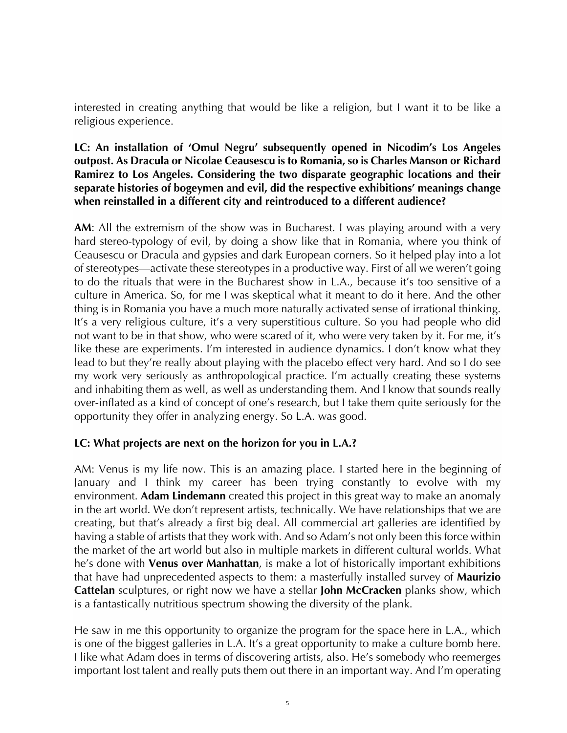interested in creating anything that would be like a religion, but I want it to be like a religious experience.

**LC: An installation of 'Omul Negru' subsequently opened in Nicodim's Los Angeles outpost. As Dracula or Nicolae Ceausescu is to Romania, so is Charles Manson or Richard Ramirez to Los Angeles. Considering the two disparate geographic locations and their separate histories of bogeymen and evil, did the respective exhibitions' meanings change when reinstalled in a different city and reintroduced to a different audience?**

**AM**: All the extremism of the show was in Bucharest. I was playing around with a very hard stereo-typology of evil, by doing a show like that in Romania, where you think of Ceausescu or Dracula and gypsies and dark European corners. So it helped play into a lot of stereotypes—activate these stereotypes in a productive way. First of all we weren't going to do the rituals that were in the Bucharest show in L.A., because it's too sensitive of a culture in America. So, for me I was skeptical what it meant to do it here. And the other thing is in Romania you have a much more naturally activated sense of irrational thinking. It's a very religious culture, it's a very superstitious culture. So you had people who did not want to be in that show, who were scared of it, who were very taken by it. For me, it's like these are experiments. I'm interested in audience dynamics. I don't know what they lead to but they're really about playing with the placebo effect very hard. And so I do see my work very seriously as anthropological practice. I'm actually creating these systems and inhabiting them as well, as well as understanding them. And I know that sounds really over-inflated as a kind of concept of one's research, but I take them quite seriously for the opportunity they offer in analyzing energy. So L.A. was good.

**LC: What projects are next on the horizon for you in L.A.?**

AM: Venus is my life now. This is an amazing place. I started here in the beginning of January and I think my career has been trying constantly to evolve with my environment. **Adam Lindemann** created this project in this great way to make an anomaly in the art world. We don't represent artists, technically. We have relationships that we are creating, but that's already a first big deal. All commercial art galleries are identified by having a stable of artists that they work with. And so Adam's not only been this force within the market of the art world but also in multiple markets in different cultural worlds. What he's done with **Venus over Manhattan**, is make a lot of historically important exhibitions that have had unprecedented aspects to them: a masterfully installed survey of **Maurizio Cattelan** sculptures, or right now we have a stellar **John McCracken** planks show, which is a fantastically nutritious spectrum showing the diversity of the plank.

He saw in me this opportunity to organize the program for the space here in L.A., which is one of the biggest galleries in L.A. It's a great opportunity to make a culture bomb here. I like what Adam does in terms of discovering artists, also. He's somebody who reemerges important lost talent and really puts them out there in an important way. And I'm operating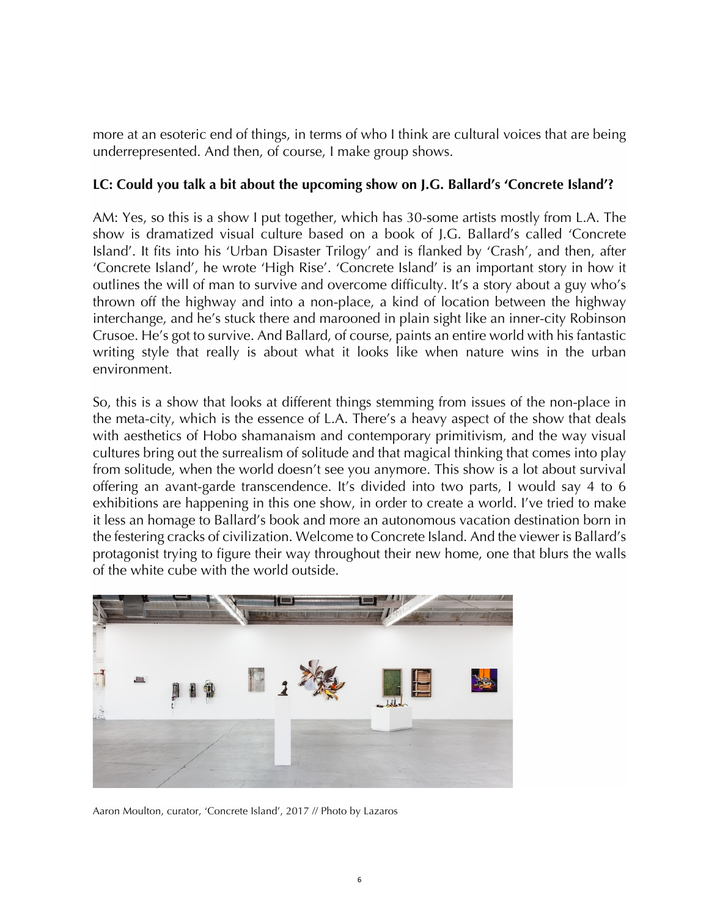more at an esoteric end of things, in terms of who I think are cultural voices that are being underrepresented. And then, of course, I make group shows.

**LC: Could you talk a bit about the upcoming show on J.G. Ballard's 'Concrete Island'?**

AM: Yes, so this is a show I put together, which has 30-some artists mostly from L.A. The show is dramatized visual culture based on a book of J.G. Ballard's called 'Concrete Island'. It fits into his 'Urban Disaster Trilogy' and is flanked by 'Crash', and then, after 'Concrete Island', he wrote 'High Rise'. 'Concrete Island' is an important story in how it outlines the will of man to survive and overcome difficulty. It's a story about a guy who's thrown off the highway and into a non-place, a kind of location between the highway interchange, and he's stuck there and marooned in plain sight like an inner-city Robinson Crusoe. He's got to survive. And Ballard, of course, paints an entire world with his fantastic writing style that really is about what it looks like when nature wins in the urban environment.

So, this is a show that looks at different things stemming from issues of the non-place in the meta-city, which is the essence of L.A. There's a heavy aspect of the show that deals with aesthetics of Hobo shamanaism and contemporary primitivism, and the way visual cultures bring out the surrealism of solitude and that magical thinking that comes into play from solitude, when the world doesn't see you anymore. This show is a lot about survival offering an avant-garde transcendence. It's divided into two parts, I would say 4 to 6 exhibitions are happening in this one show, in order to create a world. I've tried to make it less an homage to Ballard's book and more an autonomous vacation destination born in the festering cracks of civilization. Welcome to Concrete Island. And the viewer is Ballard's protagonist trying to figure their way throughout their new home, one that blurs the walls of the white cube with the world outside.

Aaron Moulton, curator, 'Concrete Island', 2017 // Photo by Lazaros